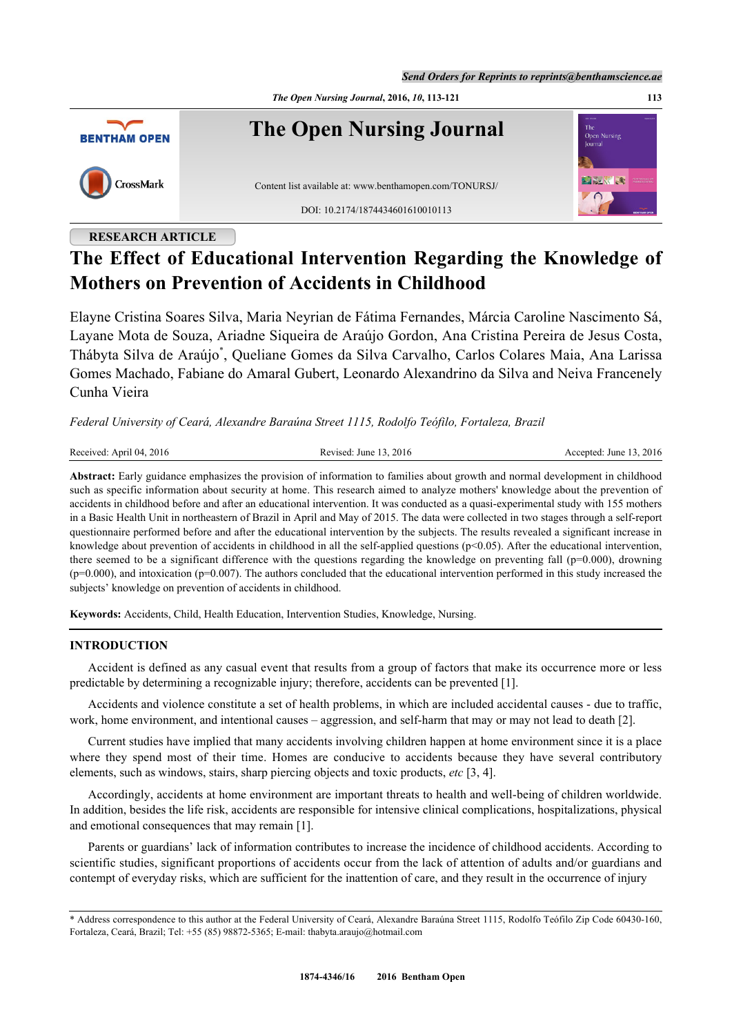RESEARCH ARTICLE

# The Effect of Educational Intervention Regarding the Knowledge of Mothers on Prevention of Accidents in Childhood

Elayne Cristina Soares Silva, Maria Neyrian de Fátima Fernandes, Márcia Caroline Nascimento Sá, Layane Mota de Souza, Ariadne Siqueira de Araújo Gordon, Ana Cristina Pereira de Jesus Costa, Thábyta Silva de Araújo[*], Queliane Gomes da Silva Carvalho, Carlos Colares Maia, Ana Larissa Gomes Machado, Fabiane do Amaral Gubert, Leonardo Alexandrino da Silva and Neiva Francenely Cunha Vieira

*Federal University of Ceará, Alexandre Baraúna Street 1115, Rodolfo Teófilo, Fortaleza, Brazil*

Received: April 04, 2016 | Revised: June 13, 2016 | Accepted: June 13, 2016

**Abstract:** Early guidance emphasizes the provision of information to families about growth and normal development in childhood such as specific information about security at home. This research aimed to analyze mothers' knowledge about the prevention of accidents in childhood before and after an educational intervention. It was conducted as a quasi-experimental study with 155 mothers in a Basic Health Unit in northeastern of Brazil in April and May of 2015. The data were collected in two stages through a self-report questionnaire performed before and after the educational intervention by the subjects. The results revealed a significant increase in knowledge about prevention of accidents in childhood in all the self-applied questions ($p<0.05$). After the educational intervention, there seemed to be a significant difference with the questions regarding the knowledge on preventing fall ($p=0.000$), drowning ($p=0.000$), and intoxication ($p=0.007$). The authors concluded that the educational intervention performed in this study increased the subjects' knowledge on prevention of accidents in childhood.

**Keywords:** Accidents, Child, Health Education, Intervention Studies, Knowledge, Nursing.

## INTRODUCTION

Accident is defined as any casual event that results from a group of factors that make its occurrence more or less predictable by determining a recognizable injury; therefore, accidents can be prevented [1].

Accidents and violence constitute a set of health problems, in which are included accidental causes - due to traffic, work, home environment, and intentional causes – aggression, and self-harm that may or may not lead to death [2].

Current studies have implied that many accidents involving children happen at home environment since it is a place where they spend most of their time. Homes are conducive to accidents because they have several contributory elements, such as windows, stairs, sharp piercing objects and toxic products, *etc* [3, 4].

Accordingly, accidents at home environment are important threats to health and well-being of children worldwide. In addition, besides the life risk, accidents are responsible for intensive clinical complications, hospitalizations, physical and emotional consequences that may remain [1].

Parents or guardians' lack of information contributes to increase the incidence of childhood accidents. According to scientific studies, significant proportions of accidents occur from the lack of attention of adults and/or guardians and contempt of everyday risks, which are sufficient for the inattention of care, and they result in the occurrence of injury

---

\* Address correspondence to this author at the Federal University of Ceará, Alexandre Baraúna Street 1115, Rodolfo Teófilo Zip Code 60430-160, Fortaleza, Ceará, Brazil; Tel: +55 (85) 98872-5365; E-mail: thabyta.araujo@hotmail.com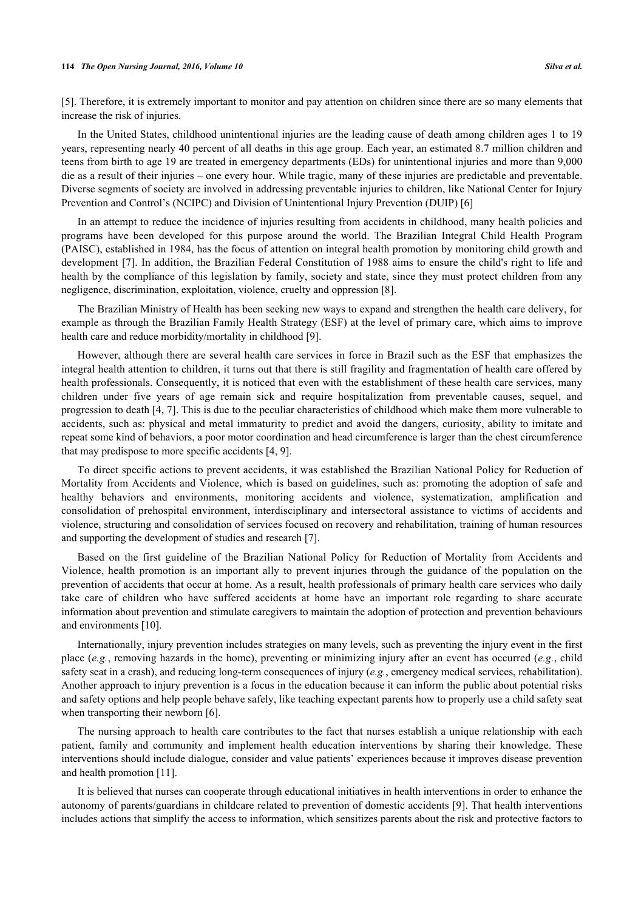[5]. Therefore, it is extremely important to monitor and pay attention on children since there are so many elements that increase the risk of injuries.

In the United States, childhood unintentional injuries are the leading cause of death among children ages 1 to 19 years, representing nearly 40 percent of all deaths in this age group. Each year, an estimated 8.7 million children and teens from birth to age 19 are treated in emergency departments (EDs) for unintentional injuries and more than 9,000 die as a result of their injuries – one every hour. While tragic, many of these injuries are predictable and preventable. Diverse segments of society are involved in addressing preventable injuries to children, like National Center for Injury Prevention and Control's (NCIPC) and Division of Unintentional Injury Prevention (DUIP) [6]

In an attempt to reduce the incidence of injuries resulting from accidents in childhood, many health policies and programs have been developed for this purpose around the world. The Brazilian Integral Child Health Program (PAISC), established in 1984, has the focus of attention on integral health promotion by monitoring child growth and development [7]. In addition, the Brazilian Federal Constitution of 1988 aims to ensure the child's right to life and health by the compliance of this legislation by family, society and state, since they must protect children from any negligence, discrimination, exploitation, violence, cruelty and oppression [8].

The Brazilian Ministry of Health has been seeking new ways to expand and strengthen the health care delivery, for example as through the Brazilian Family Health Strategy (ESF) at the level of primary care, which aims to improve health care and reduce morbidity/mortality in childhood [9].

However, although there are several health care services in force in Brazil such as the ESF that emphasizes the integral health attention to children, it turns out that there is still fragility and fragmentation of health care offered by health professionals. Consequently, it is noticed that even with the establishment of these health care services, many children under five years of age remain sick and require hospitalization from preventable causes, sequel, and progression to death [4, 7]. This is due to the peculiar characteristics of childhood which make them more vulnerable to accidents, such as: physical and metal immaturity to predict and avoid the dangers, curiosity, ability to imitate and repeat some kind of behaviors, a poor motor coordination and head circumference is larger than the chest circumference that may predispose to more specific accidents [4, 9].

To direct specific actions to prevent accidents, it was established the Brazilian National Policy for Reduction of Mortality from Accidents and Violence, which is based on guidelines, such as: promoting the adoption of safe and healthy behaviors and environments, monitoring accidents and violence, systematization, amplification and consolidation of prehospital environment, interdisciplinary and intersectoral assistance to victims of accidents and violence, structuring and consolidation of services focused on recovery and rehabilitation, training of human resources and supporting the development of studies and research [7].

Based on the first guideline of the Brazilian National Policy for Reduction of Mortality from Accidents and Violence, health promotion is an important ally to prevent injuries through the guidance of the population on the prevention of accidents that occur at home. As a result, health professionals of primary health care services who daily take care of children who have suffered accidents at home have an important role regarding to share accurate information about prevention and stimulate caregivers to maintain the adoption of protection and prevention behaviours and environments [10].

Internationally, injury prevention includes strategies on many levels, such as preventing the injury event in the first place (*e.g.*, removing hazards in the home), preventing or minimizing injury after an event has occurred (*e.g.*, child safety seat in a crash), and reducing long-term consequences of injury (*e.g.*, emergency medical services, rehabilitation). Another approach to injury prevention is a focus in the education because it can inform the public about potential risks and safety options and help people behave safely, like teaching expectant parents how to properly use a child safety seat when transporting their newborn [6].

The nursing approach to health care contributes to the fact that nurses establish a unique relationship with each patient, family and community and implement health education interventions by sharing their knowledge. These interventions should include dialogue, consider and value patients' experiences because it improves disease prevention and health promotion [11].

It is believed that nurses can cooperate through educational initiatives in health interventions in order to enhance the autonomy of parents/guardians in childcare related to prevention of domestic accidents [9]. That health interventions includes actions that simplify the access to information, which sensitizes parents about the risk and protective factors to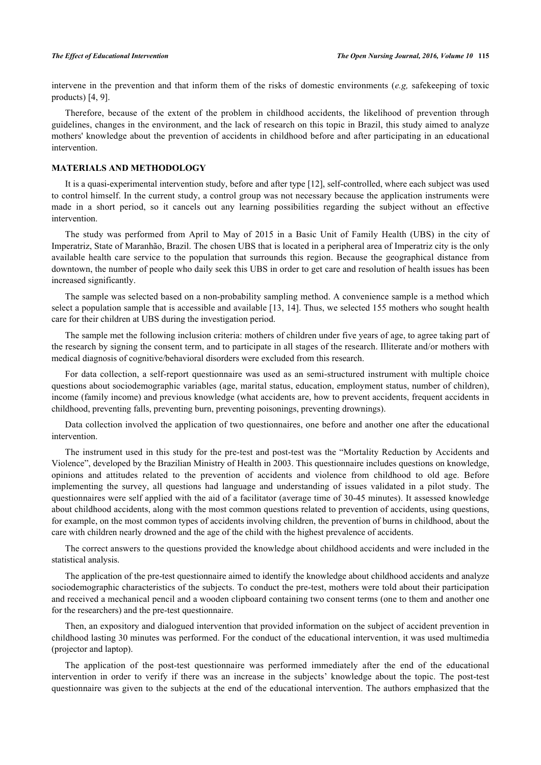intervene in the prevention and that inform them of the risks of domestic environments (*e.g,* safekeeping of toxic products) [4, 9].

Therefore, because of the extent of the problem in childhood accidents, the likelihood of prevention through guidelines, changes in the environment, and the lack of research on this topic in Brazil, this study aimed to analyze mothers' knowledge about the prevention of accidents in childhood before and after participating in an educational intervention.

## MATERIALS AND METHODOLOGY

It is a quasi-experimental intervention study, before and after type [12], self-controlled, where each subject was used to control himself. In the current study, a control group was not necessary because the application instruments were made in a short period, so it cancels out any learning possibilities regarding the subject without an effective intervention.

The study was performed from April to May of 2015 in a Basic Unit of Family Health (UBS) in the city of Imperatriz, State of Maranhão, Brazil. The chosen UBS that is located in a peripheral area of Imperatriz city is the only available health care service to the population that surrounds this region. Because the geographical distance from downtown, the number of people who daily seek this UBS in order to get care and resolution of health issues has been increased significantly.

The sample was selected based on a non-probability sampling method. A convenience sample is a method which select a population sample that is accessible and available [13, 14]. Thus, we selected 155 mothers who sought health care for their children at UBS during the investigation period.

The sample met the following inclusion criteria: mothers of children under five years of age, to agree taking part of the research by signing the consent term, and to participate in all stages of the research. Illiterate and/or mothers with medical diagnosis of cognitive/behavioral disorders were excluded from this research.

For data collection, a self-report questionnaire was used as an semi-structured instrument with multiple choice questions about sociodemographic variables (age, marital status, education, employment status, number of children), income (family income) and previous knowledge (what accidents are, how to prevent accidents, frequent accidents in childhood, preventing falls, preventing burn, preventing poisonings, preventing drownings).

Data collection involved the application of two questionnaires, one before and another one after the educational intervention.

The instrument used in this study for the pre-test and post-test was the "Mortality Reduction by Accidents and Violence", developed by the Brazilian Ministry of Health in 2003. This questionnaire includes questions on knowledge, opinions and attitudes related to the prevention of accidents and violence from childhood to old age. Before implementing the survey, all questions had language and understanding of issues validated in a pilot study. The questionnaires were self applied with the aid of a facilitator (average time of 30-45 minutes). It assessed knowledge about childhood accidents, along with the most common questions related to prevention of accidents, using questions, for example, on the most common types of accidents involving children, the prevention of burns in childhood, about the care with children nearly drowned and the age of the child with the highest prevalence of accidents.

The correct answers to the questions provided the knowledge about childhood accidents and were included in the statistical analysis.

The application of the pre-test questionnaire aimed to identify the knowledge about childhood accidents and analyze sociodemographic characteristics of the subjects. To conduct the pre-test, mothers were told about their participation and received a mechanical pencil and a wooden clipboard containing two consent terms (one to them and another one for the researchers) and the pre-test questionnaire.

Then, an expository and dialogued intervention that provided information on the subject of accident prevention in childhood lasting 30 minutes was performed. For the conduct of the educational intervention, it was used multimedia (projector and laptop).

The application of the post-test questionnaire was performed immediately after the end of the educational intervention in order to verify if there was an increase in the subjects' knowledge about the topic. The post-test questionnaire was given to the subjects at the end of the educational intervention. The authors emphasized that the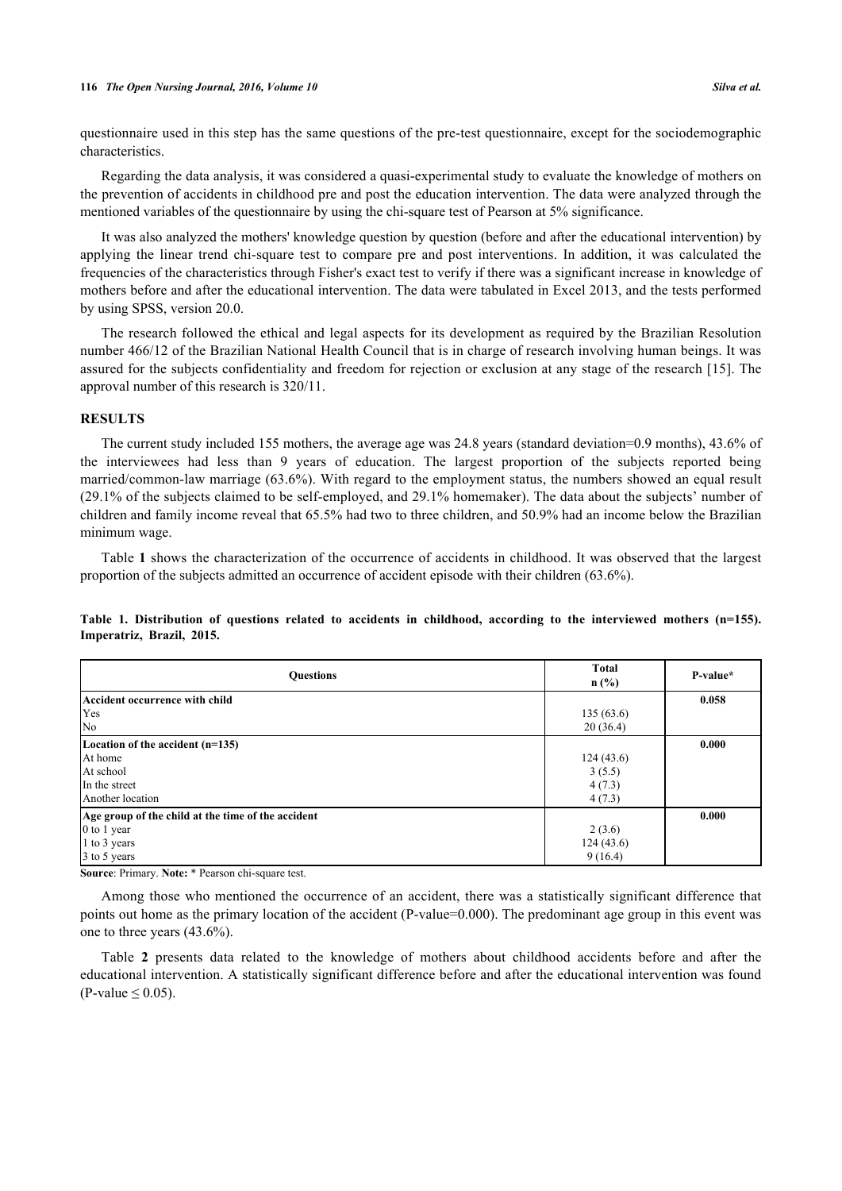questionnaire used in this step has the same questions of the pre-test questionnaire, except for the sociodemographic characteristics.

Regarding the data analysis, it was considered a quasi-experimental study to evaluate the knowledge of mothers on the prevention of accidents in childhood pre and post the education intervention. The data were analyzed through the mentioned variables of the questionnaire by using the chi-square test of Pearson at 5% significance.

It was also analyzed the mothers' knowledge question by question (before and after the educational intervention) by applying the linear trend chi-square test to compare pre and post interventions. In addition, it was calculated the frequencies of the characteristics through Fisher's exact test to verify if there was a significant increase in knowledge of mothers before and after the educational intervention. The data were tabulated in Excel 2013, and the tests performed by using SPSS, version 20.0.

The research followed the ethical and legal aspects for its development as required by the Brazilian Resolution number 466/12 of the Brazilian National Health Council that is in charge of research involving human beings. It was assured for the subjects confidentiality and freedom for rejection or exclusion at any stage of the research [15]. The approval number of this research is 320/11.

## RESULTS

The current study included 155 mothers, the average age was 24.8 years (standard deviation=0.9 months), 43.6% of the interviewees had less than 9 years of education. The largest proportion of the subjects reported being married/common-law marriage (63.6%). With regard to the employment status, the numbers showed an equal result (29.1% of the subjects claimed to be self-employed, and 29.1% homemaker). The data about the subjects' number of children and family income reveal that 65.5% had two to three children, and 50.9% had an income below the Brazilian minimum wage.

Table **1** shows the characterization of the occurrence of accidents in childhood. It was observed that the largest proportion of the subjects admitted an occurrence of accident episode with their children (63.6%).

**Table 1. Distribution of questions related to accidents in childhood, according to the interviewed mothers (n=155). Imperatriz, Brazil, 2015.**

| Questions | Total n (%) | P-value* |
|---|---|---|
| **Accident occurrence with child** | | **0.058** |
| Yes | 135 (63.6) | |
| No | 20 (36.4) | |
| **Location of the accident (n=135)** | | **0.000** |
| At home | 124 (43.6) | |
| At school | 3 (5.5) | |
| In the street | 4 (7.3) | |
| Another location | 4 (7.3) | |
| **Age group of the child at the time of the accident** | | **0.000** |
| 0 to 1 year | 2 (3.6) | |
| 1 to 3 years | 124 (43.6) | |
| 3 to 5 years | 9 (16.4) | |

**Source**: Primary. **Note:** * Pearson chi-square test.

Among those who mentioned the occurrence of an accident, there was a statistically significant difference that points out home as the primary location of the accident (P-value=0.000). The predominant age group in this event was one to three years (43.6%).

Table **2** presents data related to the knowledge of mothers about childhood accidents before and after the educational intervention. A statistically significant difference before and after the educational intervention was found (P-value $\leq$ 0.05).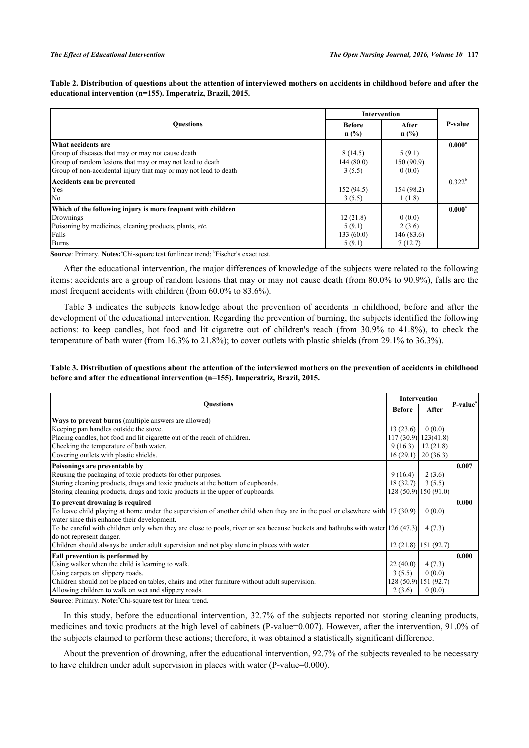**Table 2. Distribution of questions about the attention of interviewed mothers on accidents in childhood before and after the educational intervention (n=155). Imperatriz, Brazil, 2015.**

| Questions | Intervention | | P-value |
|---|---|---|---|
| | Before n (%) | After n (%) | |
| **What accidents are** | | | **0.000**[a] |
| Group of diseases that may or may not cause death | 8 (14.5) | 5 (9.1) | |
| Group of random lesions that may or may not lead to death | 144 (80.0) | 150 (90.9) | |
| Group of non-accidental injury that may or may not lead to death | 3 (5.5) | 0 (0.0) | |
| **Accidents can be prevented** | | | 0.322[b] |
| Yes | 152 (94.5) | 154 (98.2) | |
| No | 3 (5.5) | 1 (1.8) | |
| **Which of the following injury is more frequent with children** | | | **0.000**[a] |
| Drownings | 12 (21.8) | 0 (0.0) | |
| Poisoning by medicines, cleaning products, plants, *etc*. | 5 (9.1) | 2 (3.6) | |
| Falls | 133 (60.0) | 146 (83.6) | |
| Burns | 5 (9.1) | 7 (12.7) | |

**Source**: Primary. **Notes:**[a]Chi-square test for linear trend; [b]Fischer's exact test.

After the educational intervention, the major differences of knowledge of the subjects were related to the following items: accidents are a group of random lesions that may or may not cause death (from 80.0% to 90.9%), falls are the most frequent accidents with children (from 60.0% to 83.6%).

Table **3** indicates the subjects' knowledge about the prevention of accidents in childhood, before and after the development of the educational intervention. Regarding the prevention of burning, the subjects identified the following actions: to keep candles, hot food and lit cigarette out of children's reach (from 30.9% to 41.8%), to check the temperature of bath water (from 16.3% to 21.8%); to cover outlets with plastic shields (from 29.1% to 36.3%).

**Table 3. Distribution of questions about the attention of the interviewed mothers on the prevention of accidents in childhood before and after the educational intervention (n=155). Imperatriz, Brazil, 2015.**

| Questions | Intervention | | P-value[a] |
|---|---|---|---|
| | Before | After | |
| **Ways to prevent burns** (multiple answers are allowed) | | | |
| Keeping pan handles outside the stove. | 13 (23.6) | 0 (0.0) | |
| Placing candles, hot food and lit cigarette out of the reach of children. | 117 (30.9) | 123(41.8) | |
| Checking the temperature of bath water. | 9 (16.3) | 12 (21.8) | |
| Covering outlets with plastic shields. | 16 (29.1) | 20 (36.3) | |
| **Poisonings are preventable by** | | | **0.007** |
| Reusing the packaging of toxic products for other purposes. | 9 (16.4) | 2 (3.6) | |
| Storing cleaning products, drugs and toxic products at the bottom of cupboards. | 18 (32.7) | 3 (5.5) | |
| Storing cleaning products, drugs and toxic products in the upper of cupboards. | 128 (50.9) | 150 (91.0) | |
| **To prevent drowning is required** | | | **0.000** |
| To leave child playing at home under the supervision of another child when they are in the pool or elsewhere with water since this enhance their development. | 17 (30.9) | 0 (0.0) | |
| To be careful with children only when they are close to pools, river or sea because buckets and bathtubs with water do not represent danger. | 126 (47.3) | 4 (7.3) | |
| Children should always be under adult supervision and not play alone in places with water. | 12 (21.8) | 151 (92.7) | |
| **Fall prevention is performed by** | | | **0.000** |
| Using walker when the child is learning to walk. | 22 (40.0) | 4 (7.3) | |
| Using carpets on slippery roads. | 3 (5.5) | 0 (0.0) | |
| Children should not be placed on tables, chairs and other furniture without adult supervision. | 128 (50.9) | 151 (92.7) | |
| Allowing children to walk on wet and slippery roads. | 2 (3.6) | 0 (0.0) | |

**Source**: Primary. **Note:**[a]Chi-square test for linear trend.

In this study, before the educational intervention, 32.7% of the subjects reported not storing cleaning products, medicines and toxic products at the high level of cabinets **(**P-value=0.007). However, after the intervention, 91.0% of the subjects claimed to perform these actions; therefore, it was obtained a statistically significant difference.

About the prevention of drowning, after the educational intervention, 92.7% of the subjects revealed to be necessary to have children under adult supervision in places with water (P-value=0.000).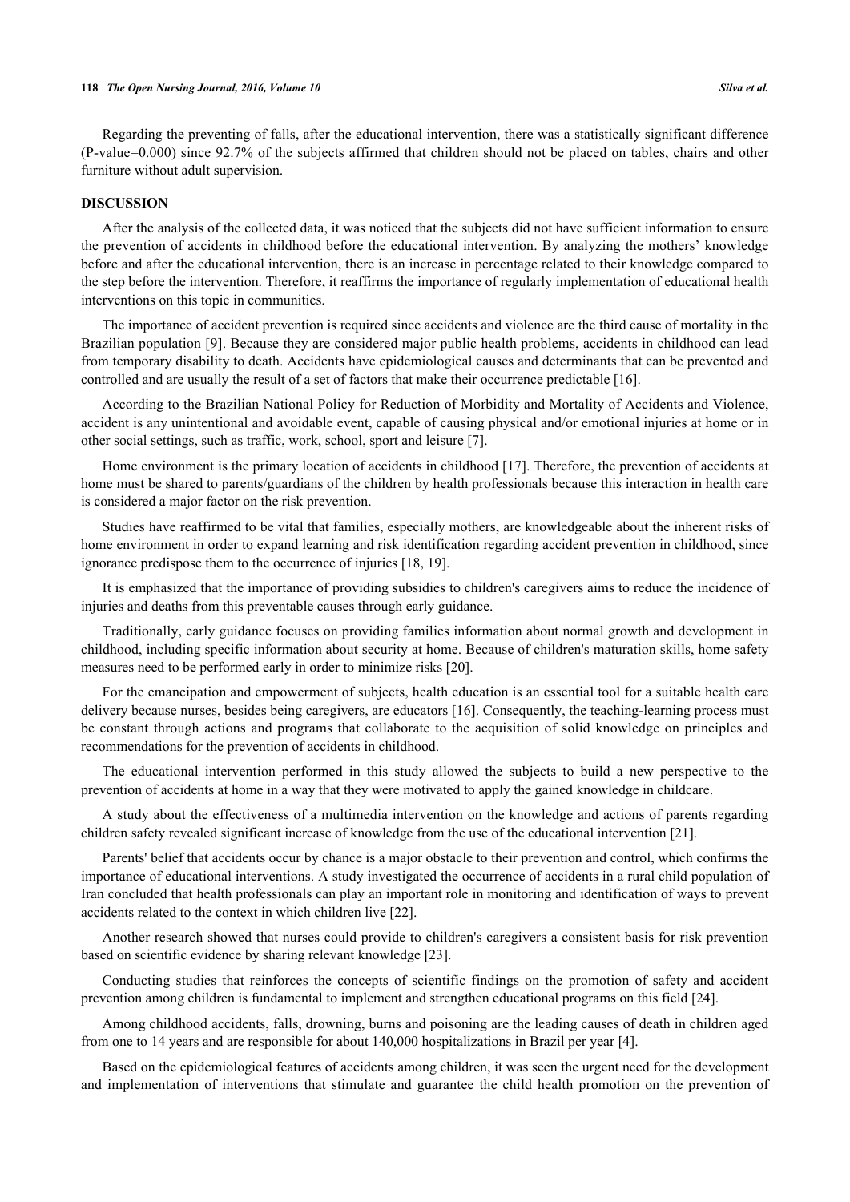Regarding the preventing of falls, after the educational intervention, there was a statistically significant difference (P-value=0.000) since 92.7% of the subjects affirmed that children should not be placed on tables, chairs and other furniture without adult supervision.

## DISCUSSION

After the analysis of the collected data, it was noticed that the subjects did not have sufficient information to ensure the prevention of accidents in childhood before the educational intervention. By analyzing the mothers' knowledge before and after the educational intervention, there is an increase in percentage related to their knowledge compared to the step before the intervention. Therefore, it reaffirms the importance of regularly implementation of educational health interventions on this topic in communities.

The importance of accident prevention is required since accidents and violence are the third cause of mortality in the Brazilian population [9]. Because they are considered major public health problems, accidents in childhood can lead from temporary disability to death. Accidents have epidemiological causes and determinants that can be prevented and controlled and are usually the result of a set of factors that make their occurrence predictable [16].

According to the Brazilian National Policy for Reduction of Morbidity and Mortality of Accidents and Violence, accident is any unintentional and avoidable event, capable of causing physical and/or emotional injuries at home or in other social settings, such as traffic, work, school, sport and leisure [7].

Home environment is the primary location of accidents in childhood [17]. Therefore, the prevention of accidents at home must be shared to parents/guardians of the children by health professionals because this interaction in health care is considered a major factor on the risk prevention.

Studies have reaffirmed to be vital that families, especially mothers, are knowledgeable about the inherent risks of home environment in order to expand learning and risk identification regarding accident prevention in childhood, since ignorance predispose them to the occurrence of injuries [18, 19].

It is emphasized that the importance of providing subsidies to children's caregivers aims to reduce the incidence of injuries and deaths from this preventable causes through early guidance.

Traditionally, early guidance focuses on providing families information about normal growth and development in childhood, including specific information about security at home. Because of children's maturation skills, home safety measures need to be performed early in order to minimize risks [20].

For the emancipation and empowerment of subjects, health education is an essential tool for a suitable health care delivery because nurses, besides being caregivers, are educators [16]. Consequently, the teaching-learning process must be constant through actions and programs that collaborate to the acquisition of solid knowledge on principles and recommendations for the prevention of accidents in childhood.

The educational intervention performed in this study allowed the subjects to build a new perspective to the prevention of accidents at home in a way that they were motivated to apply the gained knowledge in childcare.

A study about the effectiveness of a multimedia intervention on the knowledge and actions of parents regarding children safety revealed significant increase of knowledge from the use of the educational intervention [21].

Parents' belief that accidents occur by chance is a major obstacle to their prevention and control, which confirms the importance of educational interventions. A study investigated the occurrence of accidents in a rural child population of Iran concluded that health professionals can play an important role in monitoring and identification of ways to prevent accidents related to the context in which children live [22].

Another research showed that nurses could provide to children's caregivers a consistent basis for risk prevention based on scientific evidence by sharing relevant knowledge [23].

Conducting studies that reinforces the concepts of scientific findings on the promotion of safety and accident prevention among children is fundamental to implement and strengthen educational programs on this field [24].

Among childhood accidents, falls, drowning, burns and poisoning are the leading causes of death in children aged from one to 14 years and are responsible for about 140,000 hospitalizations in Brazil per year [4].

Based on the epidemiological features of accidents among children, it was seen the urgent need for the development and implementation of interventions that stimulate and guarantee the child health promotion on the prevention of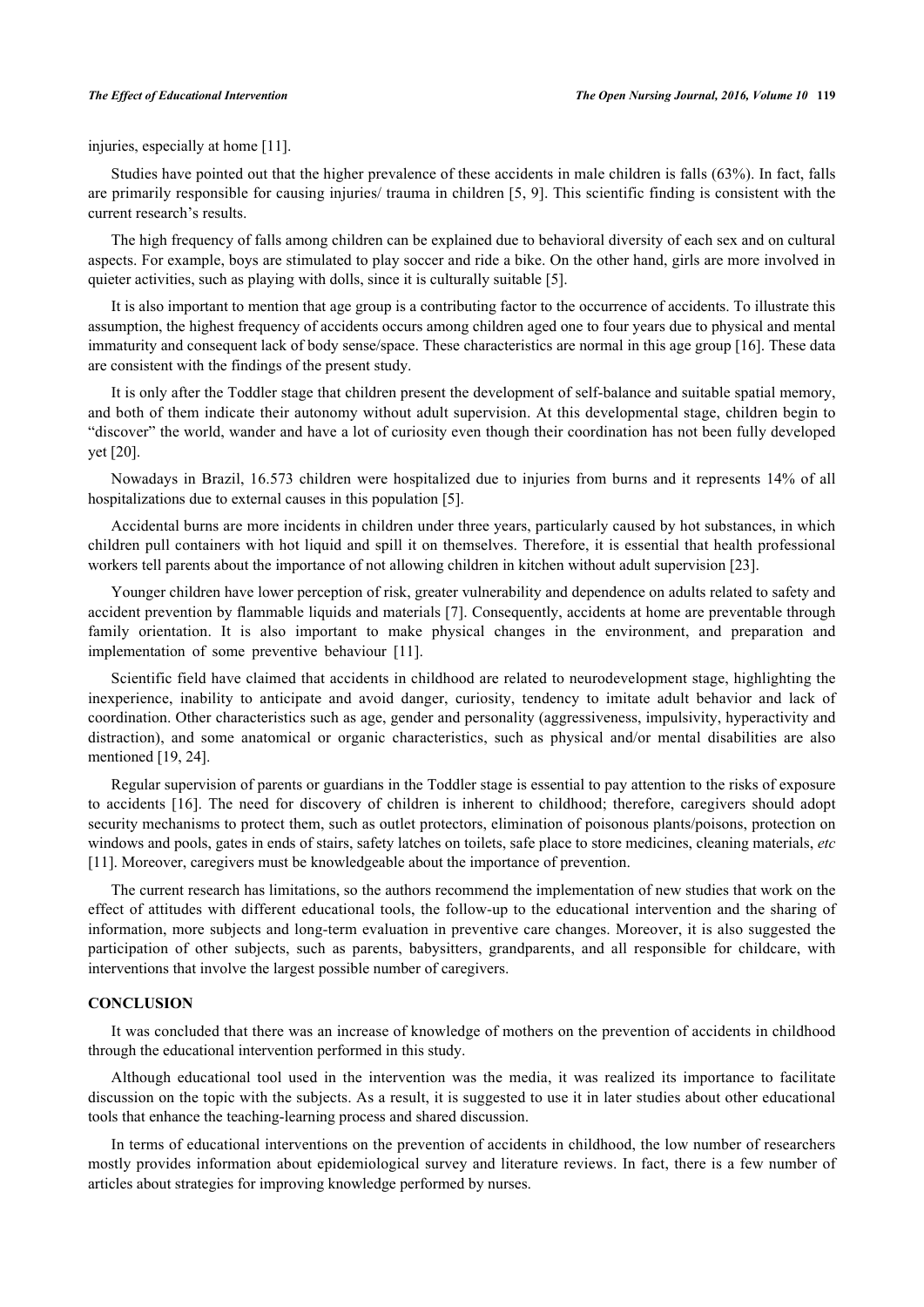injuries, especially at home [11].

Studies have pointed out that the higher prevalence of these accidents in male children is falls (63%). In fact, falls are primarily responsible for causing injuries/ trauma in children [5, 9]. This scientific finding is consistent with the current research's results.

The high frequency of falls among children can be explained due to behavioral diversity of each sex and on cultural aspects. For example, boys are stimulated to play soccer and ride a bike. On the other hand, girls are more involved in quieter activities, such as playing with dolls, since it is culturally suitable [5].

It is also important to mention that age group is a contributing factor to the occurrence of accidents. To illustrate this assumption, the highest frequency of accidents occurs among children aged one to four years due to physical and mental immaturity and consequent lack of body sense/space. These characteristics are normal in this age group [16]. These data are consistent with the findings of the present study.

It is only after the Toddler stage that children present the development of self-balance and suitable spatial memory, and both of them indicate their autonomy without adult supervision. At this developmental stage, children begin to "discover" the world, wander and have a lot of curiosity even though their coordination has not been fully developed yet [20].

Nowadays in Brazil, 16.573 children were hospitalized due to injuries from burns and it represents 14% of all hospitalizations due to external causes in this population [5].

Accidental burns are more incidents in children under three years, particularly caused by hot substances, in which children pull containers with hot liquid and spill it on themselves. Therefore, it is essential that health professional workers tell parents about the importance of not allowing children in kitchen without adult supervision [23].

Younger children have lower perception of risk, greater vulnerability and dependence on adults related to safety and accident prevention by flammable liquids and materials [7]. Consequently, accidents at home are preventable through family orientation. It is also important to make physical changes in the environment, and preparation and implementation of some preventive behaviour [11].

Scientific field have claimed that accidents in childhood are related to neurodevelopment stage, highlighting the inexperience, inability to anticipate and avoid danger, curiosity, tendency to imitate adult behavior and lack of coordination. Other characteristics such as age, gender and personality (aggressiveness, impulsivity, hyperactivity and distraction), and some anatomical or organic characteristics, such as physical and/or mental disabilities are also mentioned [19, 24].

Regular supervision of parents or guardians in the Toddler stage is essential to pay attention to the risks of exposure to accidents [16]. The need for discovery of children is inherent to childhood; therefore, caregivers should adopt security mechanisms to protect them, such as outlet protectors, elimination of poisonous plants/poisons, protection on windows and pools, gates in ends of stairs, safety latches on toilets, safe place to store medicines, cleaning materials, *etc* [11]. Moreover, caregivers must be knowledgeable about the importance of prevention.

The current research has limitations, so the authors recommend the implementation of new studies that work on the effect of attitudes with different educational tools, the follow-up to the educational intervention and the sharing of information, more subjects and long-term evaluation in preventive care changes. Moreover, it is also suggested the participation of other subjects, such as parents, babysitters, grandparents, and all responsible for childcare, with interventions that involve the largest possible number of caregivers.

## CONCLUSION

It was concluded that there was an increase of knowledge of mothers on the prevention of accidents in childhood through the educational intervention performed in this study.

Although educational tool used in the intervention was the media, it was realized its importance to facilitate discussion on the topic with the subjects. As a result, it is suggested to use it in later studies about other educational tools that enhance the teaching-learning process and shared discussion.

In terms of educational interventions on the prevention of accidents in childhood, the low number of researchers mostly provides information about epidemiological survey and literature reviews. In fact, there is a few number of articles about strategies for improving knowledge performed by nurses.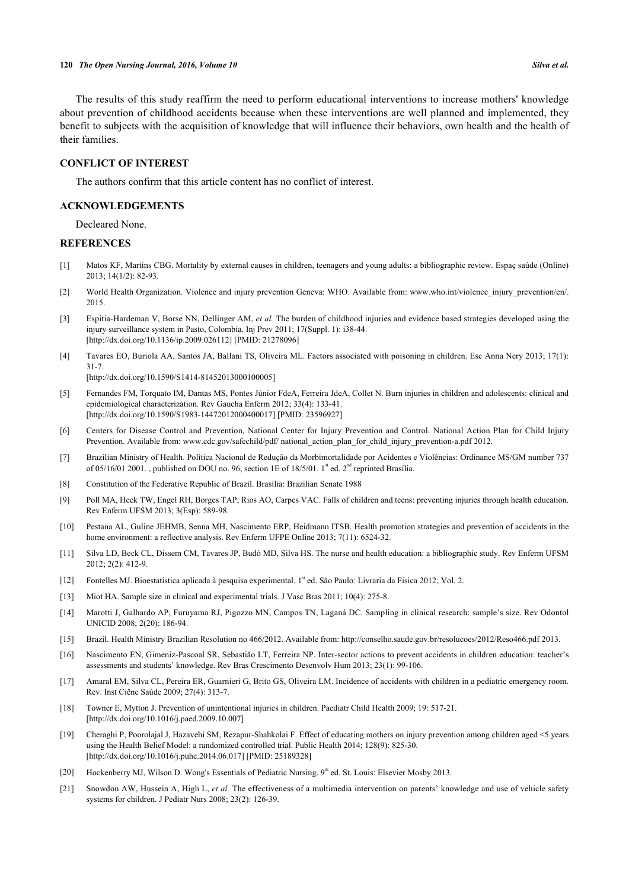The results of this study reaffirm the need to perform educational interventions to increase mothers' knowledge about prevention of childhood accidents because when these interventions are well planned and implemented, they benefit to subjects with the acquisition of knowledge that will influence their behaviors, own health and the health of their families.

## CONFLICT OF INTEREST

The authors confirm that this article content has no conflict of interest.

## ACKNOWLEDGEMENTS

Decleared None.

## REFERENCES

[1] Matos KF, Martins CBG. Mortality by external causes in children, teenagers and young adults: a bibliographic review. Espaç saúde (Online) 2013; 14(1/2): 82-93.

[2] World Health Organization. Violence and injury prevention Geneva: WHO. Available from: www.who.int/violence_injury_prevention/en/. 2015.

[3] Espitia-Hardeman V, Borse NN, Dellinger AM, *et al.* The burden of childhood injuries and evidence based strategies developed using the injury surveillance system in Pasto, Colombia. Inj Prev 2011; 17(Suppl. 1): i38-44. [http://dx.doi.org/10.1136/ip.2009.026112] [PMID: 21278096]

[4] Tavares EO, Buriola AA, Santos JA, Ballani TS, Oliveira ML. Factors associated with poisoning in children. Esc Anna Nery 2013; 17(1): 31-7. [http://dx.doi.org/10.1590/S1414-81452013000100005]

[5] Fernandes FM, Torquato IM, Dantas MS, Pontes Júnior FdeA, Ferreira JdeA, Collet N. Burn injuries in children and adolescents: clinical and epidemiological characterization. Rev Gaucha Enferm 2012; 33(4): 133-41. [http://dx.doi.org/10.1590/S1983-14472012000400017] [PMID: 23596927]

[6] Centers for Disease Control and Prevention, National Center for Injury Prevention and Control. National Action Plan for Child Injury Prevention. Available from: www.cdc.gov/safechild/pdf/ national_action_plan_for_child_injury_prevention-a.pdf 2012.

[7] Brazilian Ministry of Health. Política Nacional de Redução da Morbimortalidade por Acidentes e Violências: Ordinance MS/GM number 737 of 05/16/01 2001. , published on DOU no. 96, section 1E of 18/5/01. 1st ed. 2nd reprinted Brasília.

[8] Constitution of the Federative Republic of Brazil. Brasília: Brazilian Senate 1988

[9] Poll MA, Heck TW, Engel RH, Borges TAP, Rios AO, Carpes VAC. Falls of children and teens: preventing injuries through health education. Rev Enferm UFSM 2013; 3(Esp): 589-98.

[10] Pestana AL, Guline JEHMB, Senna MH, Nascimento ERP, Heidmann ITSB. Health promotion strategies and prevention of accidents in the home environment: a reflective analysis. Rev Enferm UFPE Online 2013; 7(11): 6524-32.

[11] Silva LD, Beck CL, Dissem CM, Tavares JP, Budó MD, Silva HS. The nurse and health education: a bibliographic study. Rev Enferm UFSM 2012; 2(2): 412-9.

[12] Fontelles MJ. Bioestatística aplicada à pesquisa experimental. 1st ed. São Paulo: Livraria da Fisica 2012; Vol. 2.

[13] Miot HA. Sample size in clinical and experimental trials. J Vasc Bras 2011; 10(4): 275-8.

[14] Marotti J, Galhardo AP, Furuyama RJ, Pigozzo MN, Campos TN, Laganá DC. Sampling in clinical research: sample's size. Rev Odontol UNICID 2008; 2(20): 186-94.

[15] Brazil. Health Ministry Brazilian Resolution no 466/2012. Available from: http://conselho.saude.gov.br/resolucoes/2012/Reso466.pdf 2013.

[16] Nascimento EN, Gimeniz-Pascoal SR, Sebastião LT, Ferreira NP. Inter-sector actions to prevent accidents in children education: teacher's assessments and students' knowledge. Rev Bras Crescimento Desenvolv Hum 2013; 23(1): 99-106.

[17] Amaral EM, Silva CL, Pereira ER, Guarnieri G, Brito GS, Oliveira LM. Incidence of accidents with children in a pediatric emergency room. Rev. Inst Ciênc Saúde 2009; 27(4): 313-7.

[18] Towner E, Mytton J. Prevention of unintentional injuries in children. Paediatr Child Health 2009; 19: 517-21. [http://dx.doi.org/10.1016/j.paed.2009.10.007]

[19] Cheraghi P, Poorolajal J, Hazavehi SM, Rezapur-Shahkolai F. Effect of educating mothers on injury prevention among children aged <5 years using the Health Belief Model: a randomized controlled trial. Public Health 2014; 128(9): 825-30. [http://dx.doi.org/10.1016/j.puhe.2014.06.017] [PMID: 25189328]

[20] Hockenberry MJ, Wilson D. Wong's Essentials of Pediatric Nursing. 9th ed. St. Louis: Elsevier Mosby 2013.

[21] Snowdon AW, Hussein A, High L, *et al.* The effectiveness of a multimedia intervention on parents' knowledge and use of vehicle safety systems for children. J Pediatr Nurs 2008; 23(2): 126-39.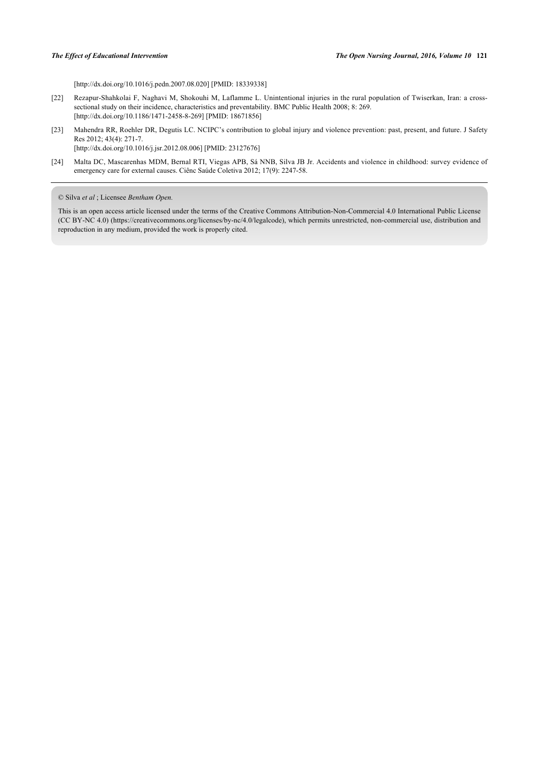[http://dx.doi.org/10.1016/j.pedn.2007.08.020] [PMID: 18339338]

[22] Rezapur-Shahkolai F, Naghavi M, Shokouhi M, Laflamme L. Unintentional injuries in the rural population of Twiserkan, Iran: a cross-sectional study on their incidence, characteristics and preventability. BMC Public Health 2008; 8: 269. [http://dx.doi.org/10.1186/1471-2458-8-269] [PMID: 18671856]

[23] Mahendra RR, Roehler DR, Degutis LC. NCIPC's contribution to global injury and violence prevention: past, present, and future. J Safety Res 2012; 43(4): 271-7. [http://dx.doi.org/10.1016/j.jsr.2012.08.006] [PMID: 23127676]

[24] Malta DC, Mascarenhas MDM, Bernal RTI, Viegas APB, Sá NNB, Silva JB Jr. Accidents and violence in childhood: survey evidence of emergency care for external causes. Ciênc Saúde Coletiva 2012; 17(9): 2247-58.

© Silva *et al* ; Licensee *Bentham Open*.

This is an open access article licensed under the terms of the Creative Commons Attribution-Non-Commercial 4.0 International Public License (CC BY-NC 4.0) (https://creativecommons.org/licenses/by-nc/4.0/legalcode), which permits unrestricted, non-commercial use, distribution and reproduction in any medium, provided the work is properly cited.